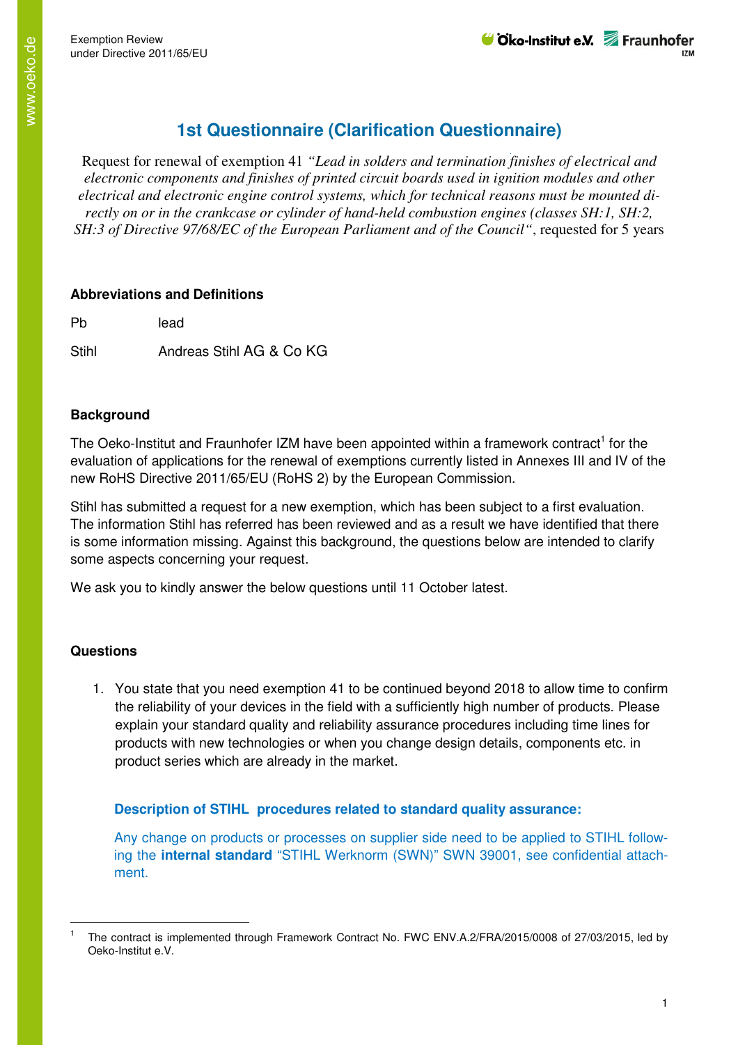# 1st Questionnaire (Clarification Questionnaire)

Request for renewal of exemption 41 *"Lead in solders and termination finishes of electrical and electronic components and finishes of printed circuit boards used in ignition modules and other electrical and electronic engine control systems, which for technical reasons must be mounted directly on or in the crankcase or cylinder of hand-held combustion engines (classes SH:1, SH:2, SH:3 of Directive 97/68/EC of the European Parliament and of the Council"*, requested for 5 years

### Abbreviations and Definitions

| | |
|---|---|
| Pb | lead |
| Stihl | Andreas Stihl AG & Co KG |

### Background

The Oeko-Institut and Fraunhofer IZM have been appointed within a framework contract[1] for the evaluation of applications for the renewal of exemptions currently listed in Annexes III and IV of the new RoHS Directive 2011/65/EU (RoHS 2) by the European Commission.

Stihl has submitted a request for a new exemption, which has been subject to a first evaluation. The information Stihl has referred has been reviewed and as a result we have identified that there is some information missing. Against this background, the questions below are intended to clarify some aspects concerning your request.

We ask you to kindly answer the below questions until 11 October latest.

### Questions

1. You state that you need exemption 41 to be continued beyond 2018 to allow time to confirm the reliability of your devices in the field with a sufficiently high number of products. Please explain your standard quality and reliability assurance procedures including time lines for products with new technologies or when you change design details, components etc. in product series which are already in the market.

   **Description of STIHL procedures related to standard quality assurance:**

   Any change on products or processes on supplier side need to be applied to STIHL following the **internal standard** "STIHL Werknorm (SWN)" SWN 39001, see confidential attachment.

[1] The contract is implemented through Framework Contract No. FWC ENV.A.2/FRA/2015/0008 of 27/03/2015, led by Oeko-Institut e.V.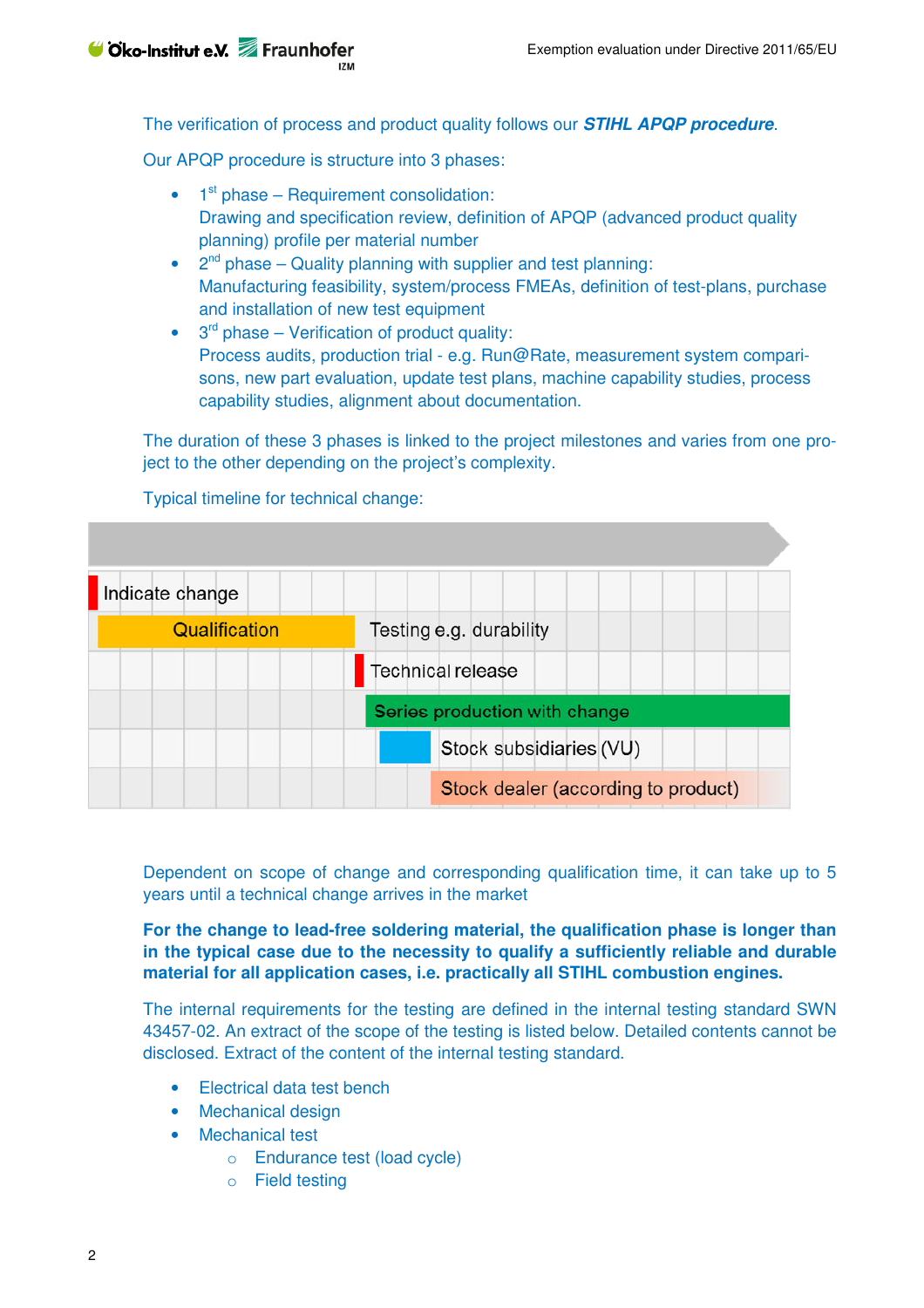The verification of process and product quality follows our ***STIHL APQP procedure***.

Our APQP procedure is structure into 3 phases:

- 1st phase – Requirement consolidation:
  Drawing and specification review, definition of APQP (advanced product quality planning) profile per material number
- 2nd phase – Quality planning with supplier and test planning:
  Manufacturing feasibility, system/process FMEAs, definition of test-plans, purchase and installation of new test equipment
- 3rd phase – Verification of product quality:
  Process audits, production trial - e.g. Run@Rate, measurement system comparisons, new part evaluation, update test plans, machine capability studies, process capability studies, alignment about documentation.

The duration of these 3 phases is linked to the project milestones and varies from one project to the other depending on the project's complexity.

Typical timeline for technical change:

- Indicate change
- Qualification
- Testing e.g. durability
- Technical release
- Series production with change
- Stock subsidiaries (VU)
- Stock dealer (according to product)

Dependent on scope of change and corresponding qualification time, it can take up to 5 years until a technical change arrives in the market

**For the change to lead-free soldering material, the qualification phase is longer than in the typical case due to the necessity to qualify a sufficiently reliable and durable material for all application cases, i.e. practically all STIHL combustion engines.**

The internal requirements for the testing are defined in the internal testing standard SWN 43457-02. An extract of the scope of the testing is listed below. Detailed contents cannot be disclosed. Extract of the content of the internal testing standard.

- Electrical data test bench
- Mechanical design
- Mechanical test
  - Endurance test (load cycle)
  - Field testing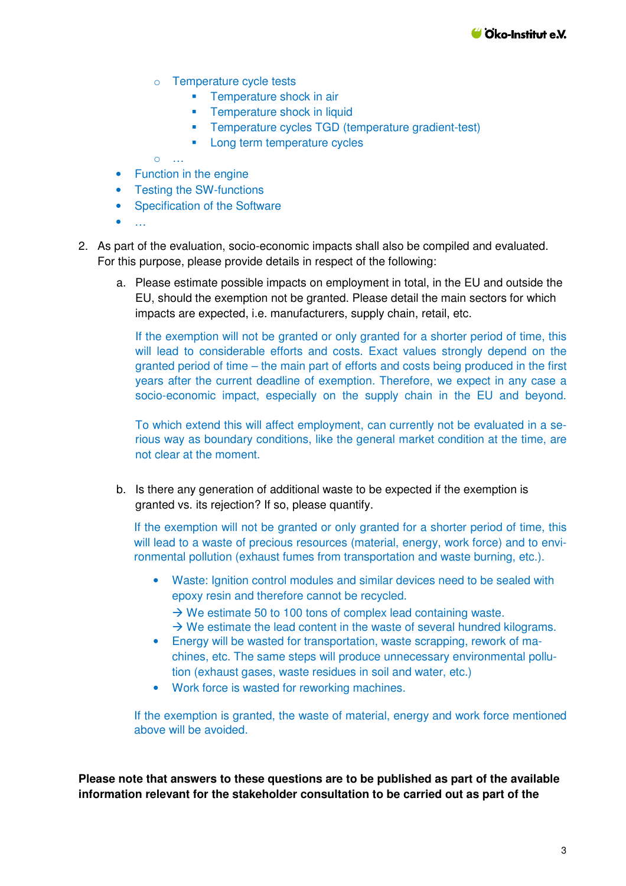- Temperature cycle tests
        - Temperature shock in air
        - Temperature shock in liquid
        - Temperature cycles TGD (temperature gradient-test)
        - Long term temperature cycles
    - …
- Function in the engine
- Testing the SW-functions
- Specification of the Software
- …

2. As part of the evaluation, socio-economic impacts shall also be compiled and evaluated. For this purpose, please provide details in respect of the following:

    a. Please estimate possible impacts on employment in total, in the EU and outside the EU, should the exemption not be granted. Please detail the main sectors for which impacts are expected, i.e. manufacturers, supply chain, retail, etc.

    If the exemption will not be granted or only granted for a shorter period of time, this will lead to considerable efforts and costs. Exact values strongly depend on the granted period of time – the main part of efforts and costs being produced in the first years after the current deadline of exemption. Therefore, we expect in any case a socio-economic impact, especially on the supply chain in the EU and beyond.

    To which extend this will affect employment, can currently not be evaluated in a serious way as boundary conditions, like the general market condition at the time, are not clear at the moment.

    b. Is there any generation of additional waste to be expected if the exemption is granted vs. its rejection? If so, please quantify.

    If the exemption will not be granted or only granted for a shorter period of time, this will lead to a waste of precious resources (material, energy, work force) and to environmental pollution (exhaust fumes from transportation and waste burning, etc.).

    - Waste: Ignition control modules and similar devices need to be sealed with epoxy resin and therefore cannot be recycled.
      → We estimate 50 to 100 tons of complex lead containing waste.
      → We estimate the lead content in the waste of several hundred kilograms.
    - Energy will be wasted for transportation, waste scrapping, rework of machines, etc. The same steps will produce unnecessary environmental pollution (exhaust gases, waste residues in soil and water, etc.)
    - Work force is wasted for reworking machines.

    If the exemption is granted, the waste of material, energy and work force mentioned above will be avoided.

**Please note that answers to these questions are to be published as part of the available information relevant for the stakeholder consultation to be carried out as part of the**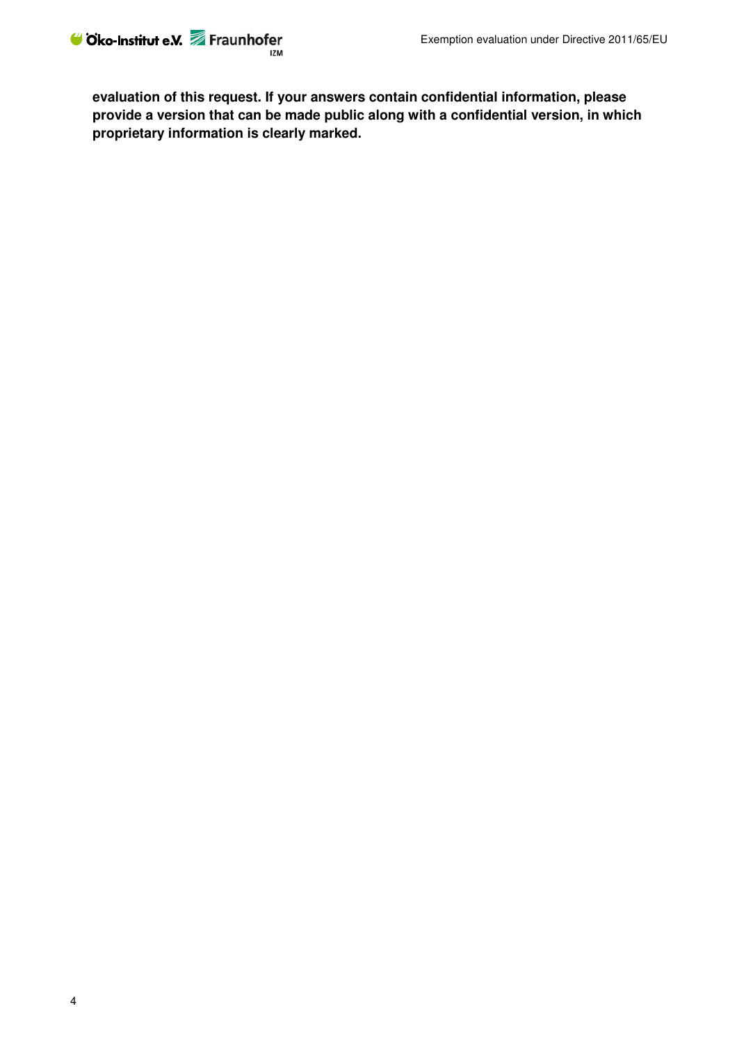**evaluation of this request. If your answers contain confidential information, please provide a version that can be made public along with a confidential version, in which proprietary information is clearly marked.**